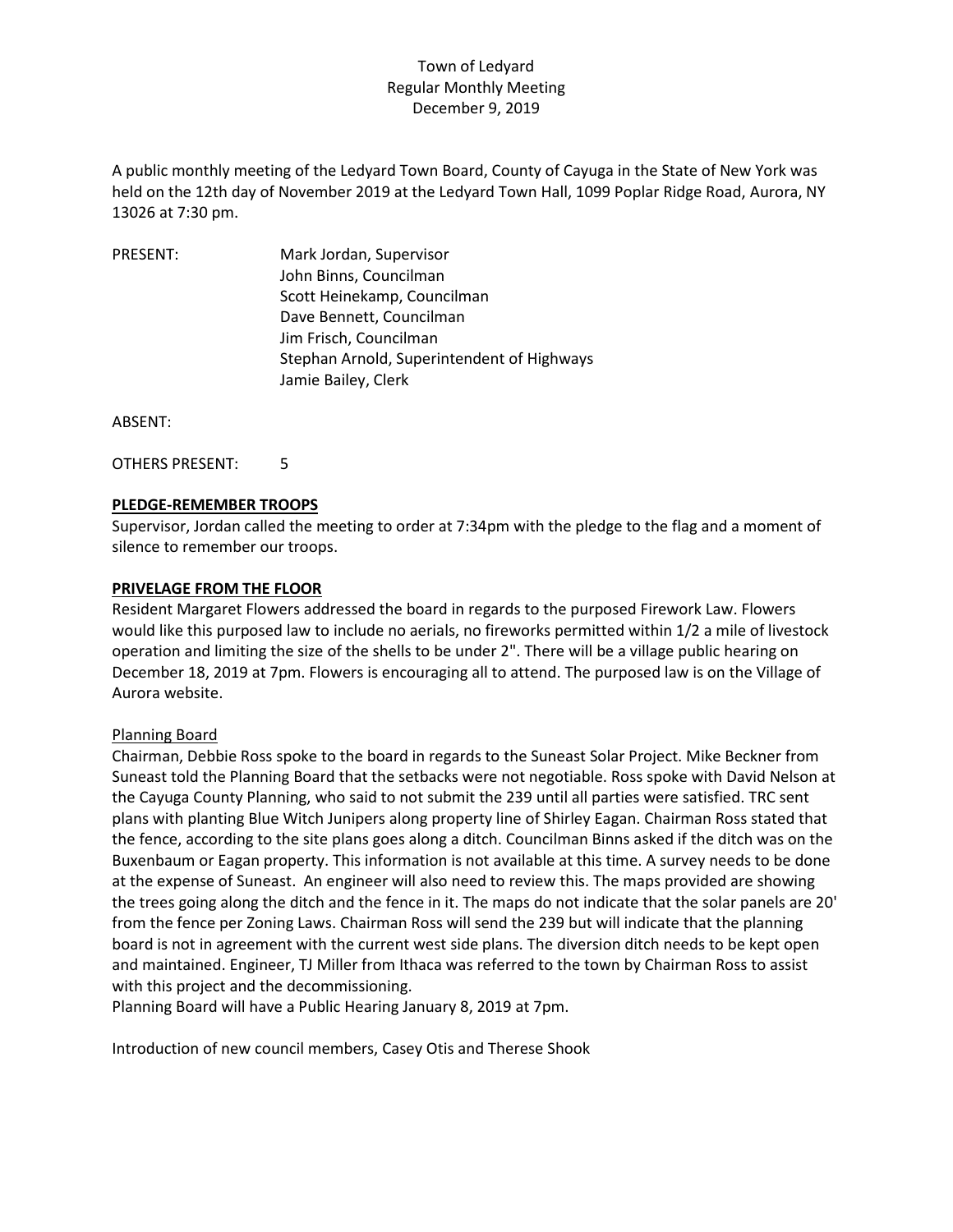Town of Ledyard
Regular Monthly Meeting
December 9, 2019

A public monthly meeting of the Ledyard Town Board, County of Cayuga in the State of New York was held on the 12th day of November 2019 at the Ledyard Town Hall, 1099 Poplar Ridge Road, Aurora, NY 13026 at 7:30 pm.

PRESENT: Mark Jordan, Supervisor
John Binns, Councilman
Scott Heinekamp, Councilman
Dave Bennett, Councilman
Jim Frisch, Councilman
Stephan Arnold, Superintendent of Highways
Jamie Bailey, Clerk

ABSENT:

OTHERS PRESENT: 5

**PLEDGE-REMEMBER TROOPS**

Supervisor, Jordan called the meeting to order at 7:34pm with the pledge to the flag and a moment of silence to remember our troops.

**PRIVELAGE FROM THE FLOOR**

Resident Margaret Flowers addressed the board in regards to the purposed Firework Law. Flowers would like this purposed law to include no aerials, no fireworks permitted within 1/2 a mile of livestock operation and limiting the size of the shells to be under 2". There will be a village public hearing on December 18, 2019 at 7pm. Flowers is encouraging all to attend. The purposed law is on the Village of Aurora website.

Planning Board

Chairman, Debbie Ross spoke to the board in regards to the Suneast Solar Project. Mike Beckner from Suneast told the Planning Board that the setbacks were not negotiable. Ross spoke with David Nelson at the Cayuga County Planning, who said to not submit the 239 until all parties were satisfied. TRC sent plans with planting Blue Witch Junipers along property line of Shirley Eagan. Chairman Ross stated that the fence, according to the site plans goes along a ditch. Councilman Binns asked if the ditch was on the Buxenbaum or Eagan property. This information is not available at this time. A survey needs to be done at the expense of Suneast. An engineer will also need to review this. The maps provided are showing the trees going along the ditch and the fence in it. The maps do not indicate that the solar panels are 20' from the fence per Zoning Laws. Chairman Ross will send the 239 but will indicate that the planning board is not in agreement with the current west side plans. The diversion ditch needs to be kept open and maintained. Engineer, TJ Miller from Ithaca was referred to the town by Chairman Ross to assist with this project and the decommissioning.
Planning Board will have a Public Hearing January 8, 2019 at 7pm.

Introduction of new council members, Casey Otis and Therese Shook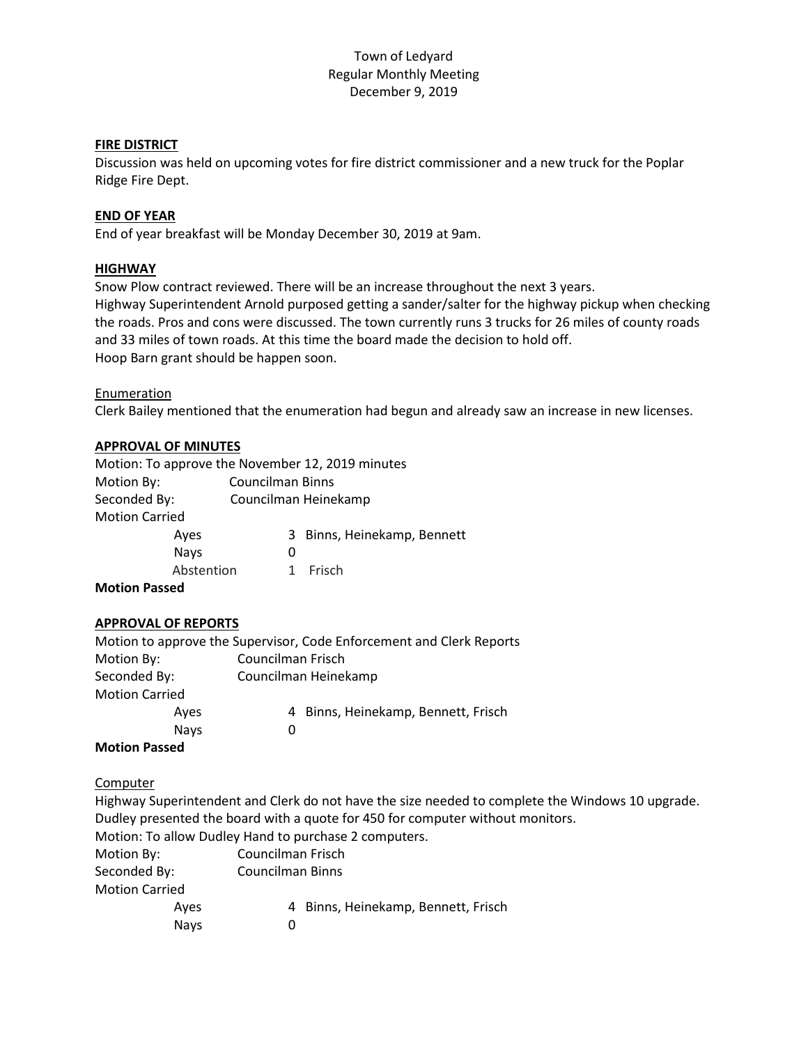Town of Ledyard
Regular Monthly Meeting
December 9, 2019

**FIRE DISTRICT**

Discussion was held on upcoming votes for fire district commissioner and a new truck for the Poplar Ridge Fire Dept.

**END OF YEAR**

End of year breakfast will be Monday December 30, 2019 at 9am.

**HIGHWAY**

Snow Plow contract reviewed. There will be an increase throughout the next 3 years.
Highway Superintendent Arnold purposed getting a sander/salter for the highway pickup when checking the roads. Pros and cons were discussed. The town currently runs 3 trucks for 26 miles of county roads and 33 miles of town roads. At this time the board made the decision to hold off.
Hoop Barn grant should be happen soon.

Enumeration

Clerk Bailey mentioned that the enumeration had begun and already saw an increase in new licenses.

**APPROVAL OF MINUTES**

Motion: To approve the November 12, 2019 minutes
Motion By: Councilman Binns
Seconded By: Councilman Heinekamp
Motion Carried
Ayes 3 Binns, Heinekamp, Bennett
Nays 0
Abstention 1 Frisch
**Motion Passed**

**APPROVAL OF REPORTS**

Motion to approve the Supervisor, Code Enforcement and Clerk Reports
Motion By: Councilman Frisch
Seconded By: Councilman Heinekamp
Motion Carried
Ayes 4 Binns, Heinekamp, Bennett, Frisch
Nays 0
**Motion Passed**

Computer

Highway Superintendent and Clerk do not have the size needed to complete the Windows 10 upgrade.
Dudley presented the board with a quote for 450 for computer without monitors.
Motion: To allow Dudley Hand to purchase 2 computers.
Motion By: Councilman Frisch
Seconded By: Councilman Binns
Motion Carried
Ayes 4 Binns, Heinekamp, Bennett, Frisch
Nays 0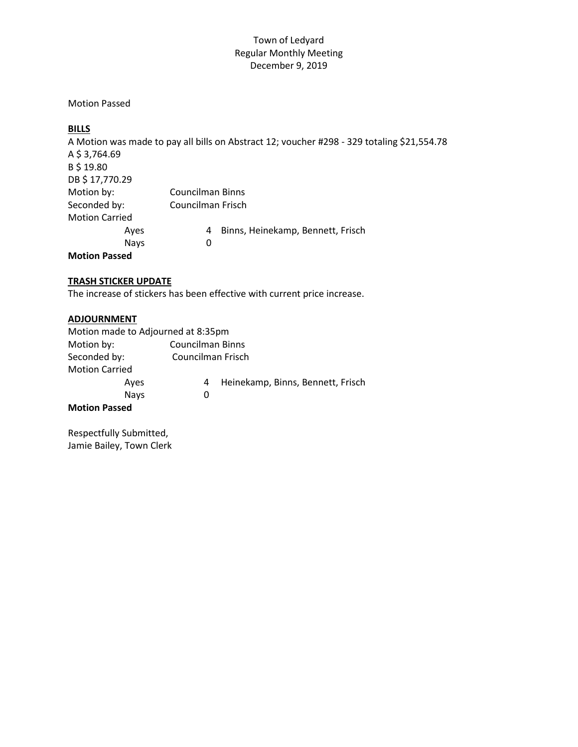Motion Passed

**BILLS**

A Motion was made to pay all bills on Abstract 12; voucher #298 - 329 totaling $21,554.78

A $ 3,764.69

B $ 19.80

DB $ 17,770.29

Motion by: Councilman Binns

Seconded by: Councilman Frisch

Motion Carried

Ayes 4 Binns, Heinekamp, Bennett, Frisch

Nays 0

**Motion Passed**

**TRASH STICKER UPDATE**

The increase of stickers has been effective with current price increase.

**ADJOURNMENT**

Motion made to Adjourned at 8:35pm

Motion by: Councilman Binns

Seconded by: Councilman Frisch

Motion Carried

Ayes 4 Heinekamp, Binns, Bennett, Frisch

Nays 0

**Motion Passed**

Respectfully Submitted,
Jamie Bailey, Town Clerk